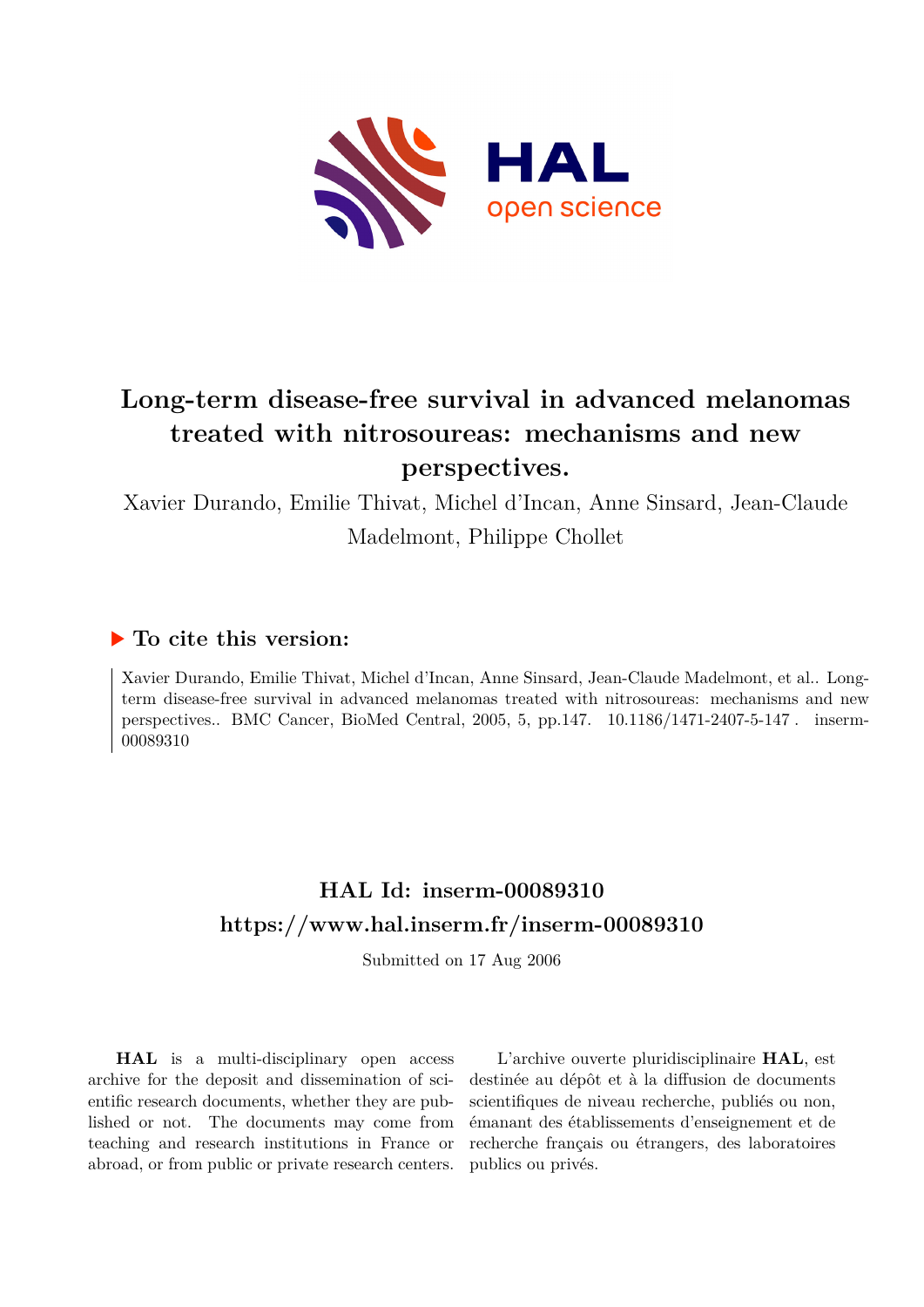# Long-term disease-free survival in advanced melanomas treated with nitrosoureas: mechanisms and new perspectives.

Xavier Durando, Emilie Thivat, Michel d'Incan, Anne Sinsard, Jean-Claude Madelmont, Philippe Chollet

## ▶ To cite this version:

Xavier Durando, Emilie Thivat, Michel d'Incan, Anne Sinsard, Jean-Claude Madelmont, et al.. Long-term disease-free survival in advanced melanomas treated with nitrosoureas: mechanisms and new perspectives.. BMC Cancer, BioMed Central, 2005, 5, pp.147. 10.1186/1471-2407-5-147 . inserm-00089310

## HAL Id: inserm-00089310
## https://www.hal.inserm.fr/inserm-00089310

Submitted on 17 Aug 2006

**HAL** is a multi-disciplinary open access archive for the deposit and dissemination of scientific research documents, whether they are published or not. The documents may come from teaching and research institutions in France or abroad, or from public or private research centers.

L'archive ouverte pluridisciplinaire **HAL**, est destinée au dépôt et à la diffusion de documents scientifiques de niveau recherche, publiés ou non, émanant des établissements d'enseignement et de recherche français ou étrangers, des laboratoires publics ou privés.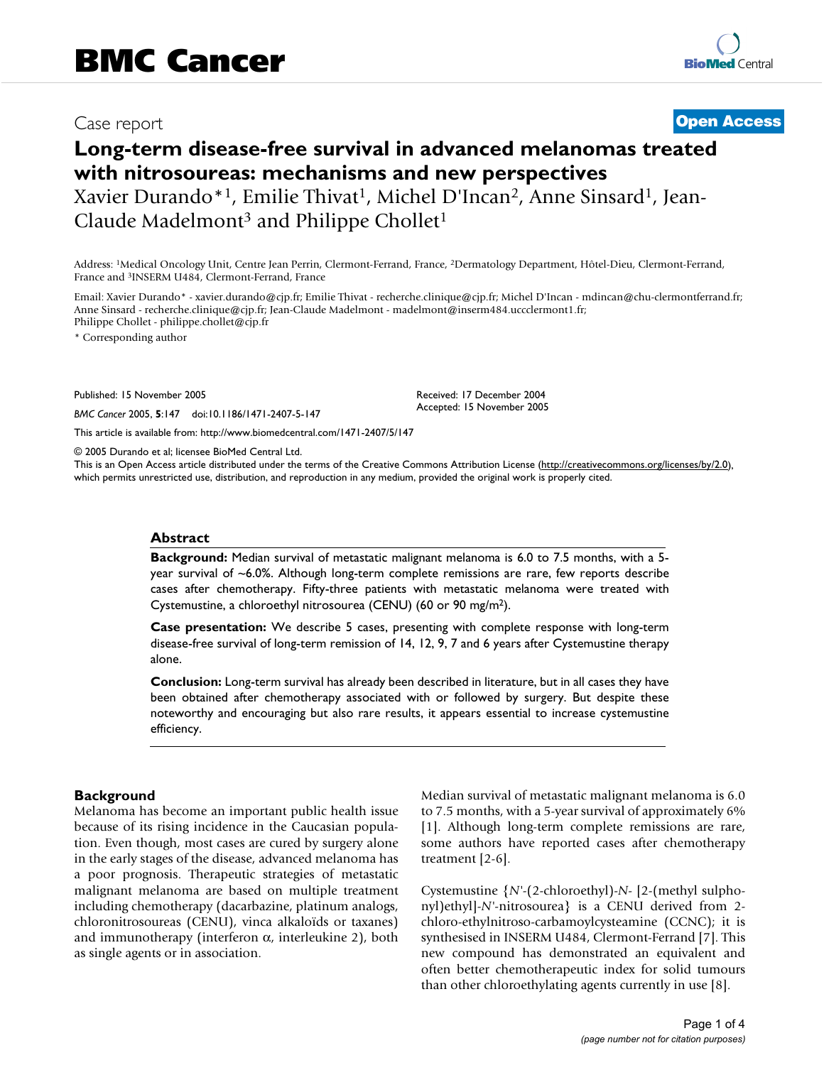# Long-term disease-free survival in advanced melanomas treated with nitrosoureas: mechanisms and new perspectives

Xavier Durando*[1], Emilie Thivat[1], Michel D'Incan[2], Anne Sinsard[1], Jean-Claude Madelmont[3] and Philippe Chollet[1]

Address: [1]Medical Oncology Unit, Centre Jean Perrin, Clermont-Ferrand, France, [2]Dermatology Department, Hôtel-Dieu, Clermont-Ferrand, France and [3]INSERM U484, Clermont-Ferrand, France

Email: Xavier Durando* - xavier.durando@cjp.fr; Emilie Thivat - recherche.clinique@cjp.fr; Michel D'Incan - mdincan@chu-clermontferrand.fr; Anne Sinsard - recherche.clinique@cjp.fr; Jean-Claude Madelmont - madelmont@inserm484.uccclermont1.fr; Philippe Chollet - philippe.chollet@cjp.fr

\* Corresponding author

Published: 15 November 2005

*BMC Cancer* 2005, **5**:147 doi:10.1186/1471-2407-5-147

Received: 17 December 2004
Accepted: 15 November 2005

This article is available from: http://www.biomedcentral.com/1471-2407/5/147

© 2005 Durando et al; licensee BioMed Central Ltd.

This is an Open Access article distributed under the terms of the Creative Commons Attribution License (http://creativecommons.org/licenses/by/2.0), which permits unrestricted use, distribution, and reproduction in any medium, provided the original work is properly cited.

## Abstract

**Background:** Median survival of metastatic malignant melanoma is 6.0 to 7.5 months, with a 5-year survival of ~6.0%. Although long-term complete remissions are rare, few reports describe cases after chemotherapy. Fifty-three patients with metastatic melanoma were treated with Cystemustine, a chloroethyl nitrosourea (CENU) (60 or 90 mg/m²).

**Case presentation:** We describe 5 cases, presenting with complete response with long-term disease-free survival of long-term remission of 14, 12, 9, 7 and 6 years after Cystemustine therapy alone.

**Conclusion:** Long-term survival has already been described in literature, but in all cases they have been obtained after chemotherapy associated with or followed by surgery. But despite these noteworthy and encouraging but also rare results, it appears essential to increase cystemustine efficiency.

## Background

Melanoma has become an important public health issue because of its rising incidence in the Caucasian population. Even though, most cases are cured by surgery alone in the early stages of the disease, advanced melanoma has a poor prognosis. Therapeutic strategies of metastatic malignant melanoma are based on multiple treatment including chemotherapy (dacarbazine, platinum analogs, chloronitrosoureas (CENU), vinca alkaloïds or taxanes) and immunotherapy (interferon α, interleukine 2), both as single agents or in association.

Median survival of metastatic malignant melanoma is 6.0 to 7.5 months, with a 5-year survival of approximately 6% [1]. Although long-term complete remissions are rare, some authors have reported cases after chemotherapy treatment [2-6].

Cystemustine {*N*'-(2-chloroethyl)-*N*- [2-(methyl sulphonyl)ethyl]-*N*'-nitrosourea} is a CENU derived from 2-chloro-ethylnitroso-carbamoylcysteamine (CCNC); it is synthesised in INSERM U484, Clermont-Ferrand [7]. This new compound has demonstrated an equivalent and often better chemotherapeutic index for solid tumours than other chloroethylating agents currently in use [8].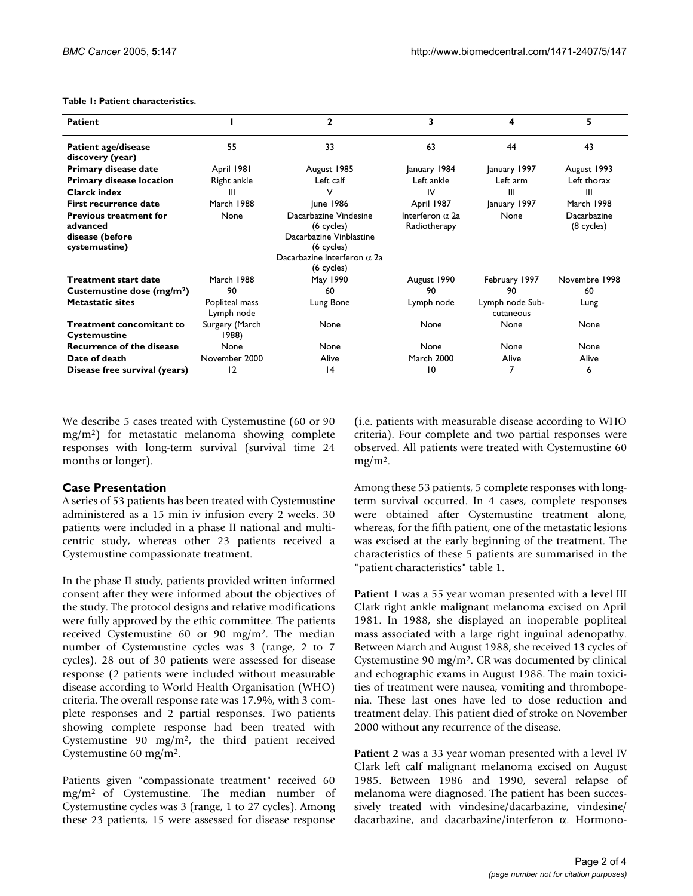**Table 1: Patient characteristics.**

| Patient | 1 | 2 | 3 | 4 | 5 |
| --- | --- | --- | --- | --- | --- |
| **Patient age/disease discovery (year)** | 55 | 33 | 63 | 44 | 43 |
| **Primary disease date** | April 1981 | August 1985 | January 1984 | January 1997 | August 1993 |
| **Primary disease location** | Right ankle | Left calf | Left ankle | Left arm | Left thorax |
| **Clarck index** | III | V | IV | III | III |
| **First recurrence date** | March 1988 | June 1986 | April 1987 | January 1997 | March 1998 |
| **Previous treatment for advanced disease (before cystemustine)** | None | Dacarbazine Vindesine (6 cycles) Dacarbazine Vinblastine (6 cycles) Dacarbazine Interferon α 2a (6 cycles) | Interferon α 2a Radiotherapy | None | Dacarbazine (8 cycles) |
| **Treatment start date** | March 1988 | May 1990 | August 1990 | February 1997 | Novembre 1998 |
| **Custemustine dose (mg/m²)** | 90 | 60 | 90 | 90 | 60 |
| **Metastatic sites** | Popliteal mass Lymph node | Lung Bone | Lymph node | Lymph node Sub-cutaneous | Lung |
| **Treatment concomitant to Cystemustine** | Surgery (March 1988) | None | None | None | None |
| **Recurrence of the disease** | None | None | None | None | None |
| **Date of death** | November 2000 | Alive | March 2000 | Alive | Alive |
| **Disease free survival (years)** | 12 | 14 | 10 | 7 | 6 |

We describe 5 cases treated with Cystemustine (60 or 90 mg/m²) for metastatic melanoma showing complete responses with long-term survival (survival time 24 months or longer).

## Case Presentation

A series of 53 patients has been treated with Cystemustine administered as a 15 min iv infusion every 2 weeks. 30 patients were included in a phase II national and multicentric study, whereas other 23 patients received a Cystemustine compassionate treatment.

In the phase II study, patients provided written informed consent after they were informed about the objectives of the study. The protocol designs and relative modifications were fully approved by the ethic committee. The patients received Cystemustine 60 or 90 mg/m². The median number of Cystemustine cycles was 3 (range, 2 to 7 cycles). 28 out of 30 patients were assessed for disease response (2 patients were included without measurable disease according to World Health Organisation (WHO) criteria. The overall response rate was 17.9%, with 3 complete responses and 2 partial responses. Two patients showing complete response had been treated with Cystemustine 90 mg/m², the third patient received Cystemustine 60 mg/m².

Patients given "compassionate treatment" received 60 mg/m² of Cystemustine. The median number of Cystemustine cycles was 3 (range, 1 to 27 cycles). Among these 23 patients, 15 were assessed for disease response (i.e. patients with measurable disease according to WHO criteria). Four complete and two partial responses were observed. All patients were treated with Cystemustine 60 mg/m².

Among these 53 patients, 5 complete responses with long-term survival occurred. In 4 cases, complete responses were obtained after Cystemustine treatment alone, whereas, for the fifth patient, one of the metastatic lesions was excised at the early beginning of the treatment. The characteristics of these 5 patients are summarised in the "patient characteristics" table 1.

**Patient 1** was a 55 year woman presented with a level III Clark right ankle malignant melanoma excised on April 1981. In 1988, she displayed an inoperable popliteal mass associated with a large right inguinal adenopathy. Between March and August 1988, she received 13 cycles of Cystemustine 90 mg/m². CR was documented by clinical and echographic exams in August 1988. The main toxicities of treatment were nausea, vomiting and thrombopenia. These last ones have led to dose reduction and treatment delay. This patient died of stroke on November 2000 without any recurrence of the disease.

**Patient 2** was a 33 year woman presented with a level IV Clark left calf malignant melanoma excised on August 1985. Between 1986 and 1990, several relapse of melanoma were diagnosed. The patient has been successively treated with vindesine/dacarbazine, vindesine/dacarbazine, and dacarbazine/interferon α. Hormono-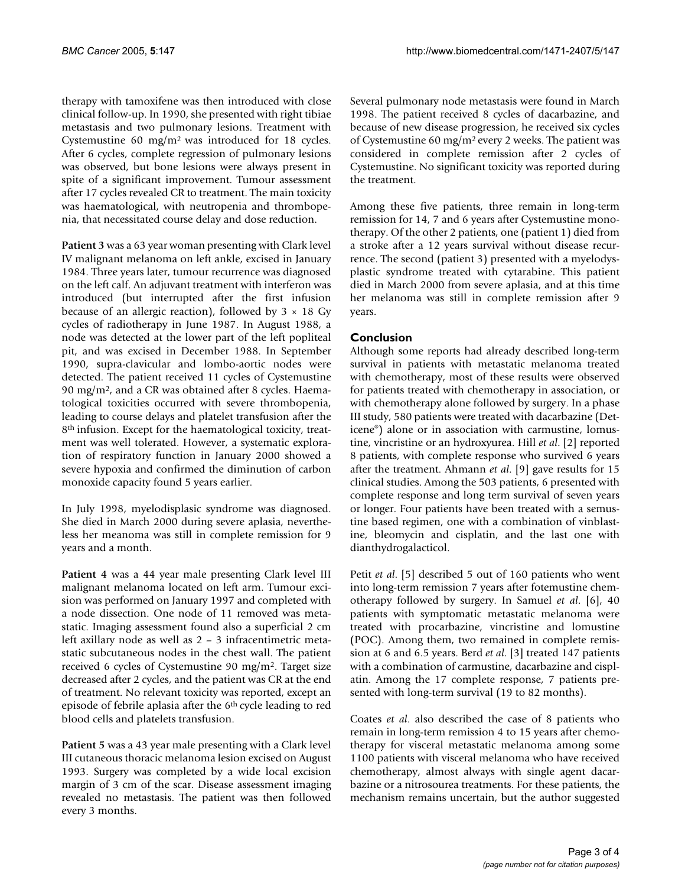therapy with tamoxifene was then introduced with close clinical follow-up. In 1990, she presented with right tibiae metastasis and two pulmonary lesions. Treatment with Cystemustine 60 mg/m$^2$ was introduced for 18 cycles. After 6 cycles, complete regression of pulmonary lesions was observed, but bone lesions were always present in spite of a significant improvement. Tumour assessment after 17 cycles revealed CR to treatment. The main toxicity was haematological, with neutropenia and thrombopenia, that necessitated course delay and dose reduction.

**Patient 3** was a 63 year woman presenting with Clark level IV malignant melanoma on left ankle, excised in January 1984. Three years later, tumour recurrence was diagnosed on the left calf. An adjuvant treatment with interferon was introduced (but interrupted after the first infusion because of an allergic reaction), followed by 3 × 18 Gy cycles of radiotherapy in June 1987. In August 1988, a node was detected at the lower part of the left popliteal pit, and was excised in December 1988. In September 1990, supra-clavicular and lombo-aortic nodes were detected. The patient received 11 cycles of Cystemustine 90 mg/m$^2$, and a CR was obtained after 8 cycles. Haematological toxicities occurred with severe thrombopenia, leading to course delays and platelet transfusion after the 8$^{th}$ infusion. Except for the haematological toxicity, treatment was well tolerated. However, a systematic exploration of respiratory function in January 2000 showed a severe hypoxia and confirmed the diminution of carbon monoxide capacity found 5 years earlier.

In July 1998, myelodisplasic syndrome was diagnosed. She died in March 2000 during severe aplasia, nevertheless her meanoma was still in complete remission for 9 years and a month.

**Patient** 4 was a 44 year male presenting Clark level III malignant melanoma located on left arm. Tumour excision was performed on January 1997 and completed with a node dissection. One node of 11 removed was metastatic. Imaging assessment found also a superficial 2 cm left axillary node as well as 2 – 3 infracentimetric metastatic subcutaneous nodes in the chest wall. The patient received 6 cycles of Cystemustine 90 mg/m$^2$. Target size decreased after 2 cycles, and the patient was CR at the end of treatment. No relevant toxicity was reported, except an episode of febrile aplasia after the 6$^{th}$ cycle leading to red blood cells and platelets transfusion.

**Patient 5** was a 43 year male presenting with a Clark level III cutaneous thoracic melanoma lesion excised on August 1993. Surgery was completed by a wide local excision margin of 3 cm of the scar. Disease assessment imaging revealed no metastasis. The patient was then followed every 3 months.

Several pulmonary node metastasis were found in March 1998. The patient received 8 cycles of dacarbazine, and because of new disease progression, he received six cycles of Cystemustine 60 mg/m$^2$ every 2 weeks. The patient was considered in complete remission after 2 cycles of Cystemustine. No significant toxicity was reported during the treatment.

Among these five patients, three remain in long-term remission for 14, 7 and 6 years after Cystemustine monotherapy. Of the other 2 patients, one (patient 1) died from a stroke after a 12 years survival without disease recurrence. The second (patient 3) presented with a myelodysplastic syndrome treated with cytarabine. This patient died in March 2000 from severe aplasia, and at this time her melanoma was still in complete remission after 9 years.

## Conclusion

Although some reports had already described long-term survival in patients with metastatic melanoma treated with chemotherapy, most of these results were observed for patients treated with chemotherapy in association, or with chemotherapy alone followed by surgery. In a phase III study, 580 patients were treated with dacarbazine (Deticene®) alone or in association with carmustine, lomustine, vincristine or an hydroxyurea. Hill *et al.* [2] reported 8 patients, with complete response who survived 6 years after the treatment. Ahmann *et al.* [9] gave results for 15 clinical studies. Among the 503 patients, 6 presented with complete response and long term survival of seven years or longer. Four patients have been treated with a semustine based regimen, one with a combination of vinblastine, bleomycin and cisplatin, and the last one with dianthydrogalacticol.

Petit *et al.* [5] described 5 out of 160 patients who went into long-term remission 7 years after fotemustine chemotherapy followed by surgery. In Samuel *et al.* [6], 40 patients with symptomatic metastatic melanoma were treated with procarbazine, vincristine and lomustine (POC). Among them, two remained in complete remission at 6 and 6.5 years. Berd *et al.* [3] treated 147 patients with a combination of carmustine, dacarbazine and cisplatin. Among the 17 complete response, 7 patients presented with long-term survival (19 to 82 months).

Coates *et al.* also described the case of 8 patients who remain in long-term remission 4 to 15 years after chemotherapy for visceral metastatic melanoma among some 1100 patients with visceral melanoma who have received chemotherapy, almost always with single agent dacarbazine or a nitrosourea treatments. For these patients, the mechanism remains uncertain, but the author suggested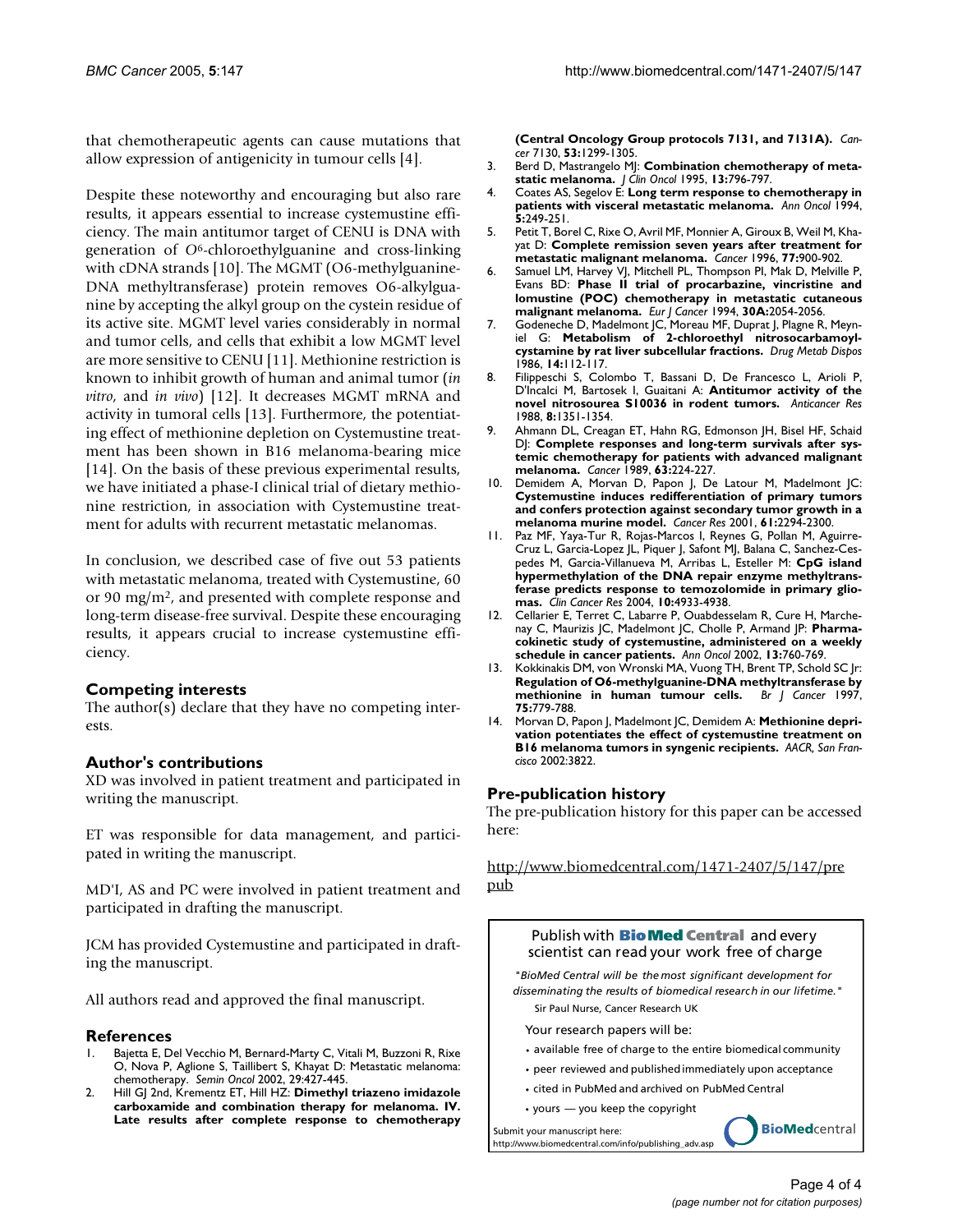that chemotherapeutic agents can cause mutations that allow expression of antigenicity in tumour cells [4].

Despite these noteworthy and encouraging but also rare results, it appears essential to increase cystemustine efficiency. The main antitumor target of CENU is DNA with generation of $O^6$-chloroethylguanine and cross-linking with cDNA strands [10]. The MGMT (O6-methylguanine-DNA methyltransferase) protein removes O6-alkylguanine by accepting the alkyl group on the cystein residue of its active site. MGMT level varies considerably in normal and tumor cells, and cells that exhibit a low MGMT level are more sensitive to CENU [11]. Methionine restriction is known to inhibit growth of human and animal tumor (*in vitro*, and *in vivo*) [12]. It decreases MGMT mRNA and activity in tumoral cells [13]. Furthermore, the potentiating effect of methionine depletion on Cystemustine treatment has been shown in B16 melanoma-bearing mice [14]. On the basis of these previous experimental results, we have initiated a phase-I clinical trial of dietary methionine restriction, in association with Cystemustine treatment for adults with recurrent metastatic melanomas.

In conclusion, we described case of five out 53 patients with metastatic melanoma, treated with Cystemustine, 60 or 90 mg/m$^2$, and presented with complete response and long-term disease-free survival. Despite these encouraging results, it appears crucial to increase cystemustine efficiency.

## Competing interests

The author(s) declare that they have no competing interests.

## Author's contributions

XD was involved in patient treatment and participated in writing the manuscript.

ET was responsible for data management, and participated in writing the manuscript.

MD'I, AS and PC were involved in patient treatment and participated in drafting the manuscript.

JCM has provided Cystemustine and participated in drafting the manuscript.

All authors read and approved the final manuscript.

## References

1. Bajetta E, Del Vecchio M, Bernard-Marty C, Vitali M, Buzzoni R, Rixe O, Nova P, Aglione S, Taillibert S, Khayat D: Metastatic melanoma: chemotherapy. *Semin Oncol* 2002, 29:427-445.
2. Hill GJ 2nd, Krementz ET, Hill HZ: **Dimethyl triazeno imidazole carboxamide and combination therapy for melanoma. IV. Late results after complete response to chemotherapy (Central Oncology Group protocols 7131, and 7131A).** *Cancer* 7130, **53:**1299-1305.
3. Berd D, Mastrangelo MJ: **Combination chemotherapy of metastatic melanoma.** *J Clin Oncol* 1995, **13:**796-797.
4. Coates AS, Segelov E: **Long term response to chemotherapy in patients with visceral metastatic melanoma.** *Ann Oncol* 1994, **5:**249-251.
5. Petit T, Borel C, Rixe O, Avril MF, Monnier A, Giroux B, Weil M, Khayat D: **Complete remission seven years after treatment for metastatic malignant melanoma.** *Cancer* 1996, **77:**900-902.
6. Samuel LM, Harvey VJ, Mitchell PL, Thompson PI, Mak D, Melville P, Evans BD: **Phase II trial of procarbazine, vincristine and lomustine (POC) chemotherapy in metastatic cutaneous malignant melanoma.** *Eur J Cancer* 1994, **30A:**2054-2056.
7. Godeneche D, Madelmont JC, Moreau MF, Duprat J, Plagne R, Meyniel G: **Metabolism of 2-chloroethyl nitrosocarbamoylcystamine by rat liver subcellular fractions.** *Drug Metab Dispos* 1986, **14:**112-117.
8. Filippeschi S, Colombo T, Bassani D, De Francesco L, Arioli P, D'Incalci M, Bartosek I, Guaitani A: **Antitumor activity of the novel nitrosourea S10036 in rodent tumors.** *Anticancer Res* 1988, **8:**1351-1354.
9. Ahmann DL, Creagan ET, Hahn RG, Edmonson JH, Bisel HF, Schaid DJ: **Complete responses and long-term survivals after systemic chemotherapy for patients with advanced malignant melanoma.** *Cancer* 1989, **63:**224-227.
10. Demidem A, Morvan D, Papon J, De Latour M, Madelmont JC: **Cystemustine induces redifferentiation of primary tumors and confers protection against secondary tumor growth in a melanoma murine model.** *Cancer Res* 2001, **61:**2294-2300.
11. Paz MF, Yaya-Tur R, Rojas-Marcos I, Reynes G, Pollan M, Aguirre-Cruz L, Garcia-Lopez JL, Piquer J, Safont MJ, Balana C, Sanchez-Cespedes M, Garcia-Villanueva M, Arribas L, Esteller M: **CpG island hypermethylation of the DNA repair enzyme methyltransferase predicts response to temozolomide in primary gliomas.** *Clin Cancer Res* 2004, **10:**4933-4938.
12. Cellarier E, Terret C, Labarre P, Ouabdesselam R, Cure H, Marchenay C, Maurizis JC, Madelmont JC, Cholle P, Armand JP: **Pharmacokinetic study of cystemustine, administered on a weekly schedule in cancer patients.** *Ann Oncol* 2002, **13:**760-769.
13. Kokkinakis DM, von Wronski MA, Vuong TH, Brent TP, Schold SC Jr: **Regulation of O6-methylguanine-DNA methyltransferase by methionine in human tumour cells.** *Br J Cancer* 1997, **75:**779-788.
14. Morvan D, Papon J, Madelmont JC, Demidem A: **Methionine deprivation potentiates the effect of cystemustine treatment on B16 melanoma tumors in syngenic recipients.** *AACR, San Francisco* 2002:3822.

## Pre-publication history

The pre-publication history for this paper can be accessed here:

http://www.biomedcentral.com/1471-2407/5/147/prepub